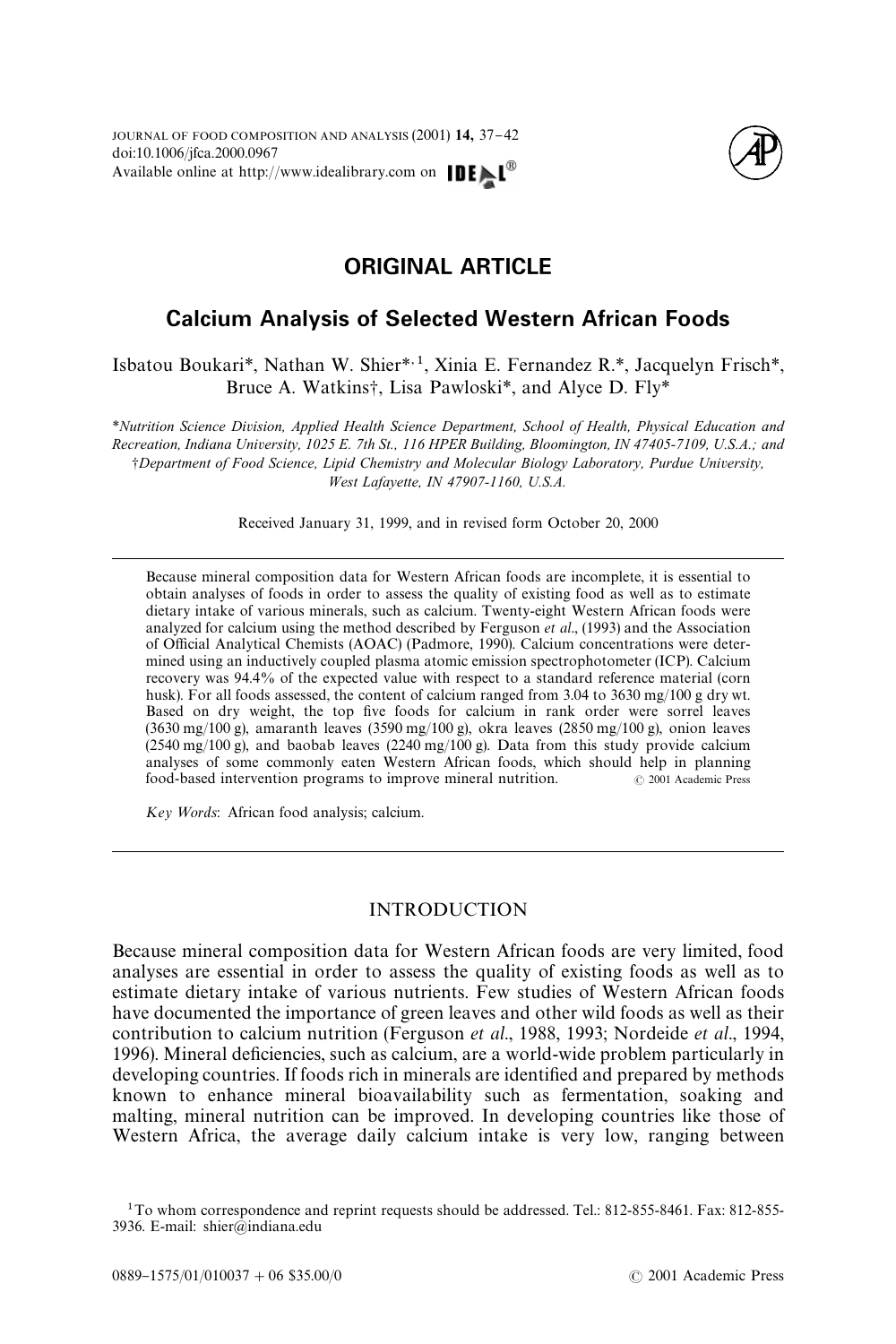## ORIGINAL ARTICLE

# Calcium Analysis of Selected Western African Foods

Isbatou Boukari*, Nathan W. Shier*,[1], Xinia E. Fernandez R.*, Jacquelyn Frisch*, Bruce A. Watkins†, Lisa Pawloski*, and Alyce D. Fly*

*Nutrition Science Division, Applied Health Science Department, School of Health, Physical Education and Recreation, Indiana University, 1025 E. 7th St., 116 HPER Building, Bloomington, IN 47405-7109, U.S.A.; and †Department of Food Science, Lipid Chemistry and Molecular Biology Laboratory, Purdue University, West Lafayette, IN 47907-1160, U.S.A.

Received January 31, 1999, and in revised form October 20, 2000

Because mineral composition data for Western African foods are incomplete, it is essential to obtain analyses of foods in order to assess the quality of existing food as well as to estimate dietary intake of various minerals, such as calcium. Twenty-eight Western African foods were analyzed for calcium using the method described by Ferguson *et al*., (1993) and the Association of Official Analytical Chemists (AOAC) (Padmore, 1990). Calcium concentrations were determined using an inductively coupled plasma atomic emission spectrophotometer (ICP). Calcium recovery was 94.4% of the expected value with respect to a standard reference material (corn husk). For all foods assessed, the content of calcium ranged from 3.04 to 3630 mg/100 g dry wt. Based on dry weight, the top five foods for calcium in rank order were sorrel leaves (3630 mg/100 g), amaranth leaves (3590 mg/100 g), okra leaves (2850 mg/100 g), onion leaves (2540 mg/100 g), and baobab leaves (2240 mg/100 g). Data from this study provide calcium analyses of some commonly eaten Western African foods, which should help in planning food-based intervention programs to improve mineral nutrition. © 2001 Academic Press

*Key Words*: African food analysis; calcium.

## INTRODUCTION

Because mineral composition data for Western African foods are very limited, food analyses are essential in order to assess the quality of existing foods as well as to estimate dietary intake of various nutrients. Few studies of Western African foods have documented the importance of green leaves and other wild foods as well as their contribution to calcium nutrition (Ferguson *et al*., 1988, 1993; Nordeide *et al*., 1994, 1996). Mineral deficiencies, such as calcium, are a world-wide problem particularly in developing countries. If foods rich in minerals are identified and prepared by methods known to enhance mineral bioavailability such as fermentation, soaking and malting, mineral nutrition can be improved. In developing countries like those of Western Africa, the average daily calcium intake is very low, ranging between

[1] To whom correspondence and reprint requests should be addressed. Tel.: 812-855-8461. Fax: 812-855-3936. E-mail: shier@indiana.edu

0889–1575/01/010037 + 06 $35.00/0 © 2001 Academic Press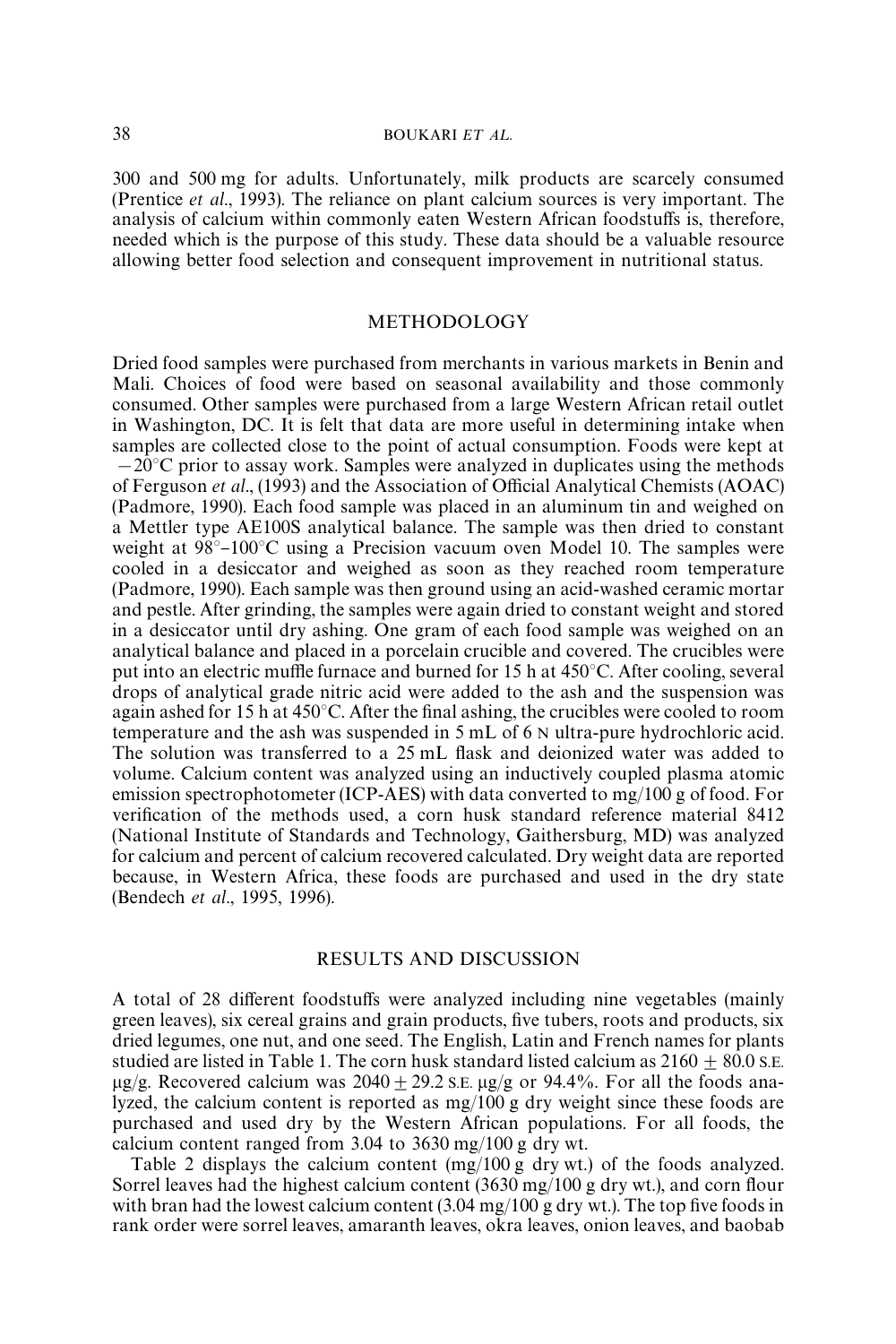300 and 500 mg for adults. Unfortunately, milk products are scarcely consumed (Prentice *et al*., 1993). The reliance on plant calcium sources is very important. The analysis of calcium within commonly eaten Western African foodstuffs is, therefore, needed which is the purpose of this study. These data should be a valuable resource allowing better food selection and consequent improvement in nutritional status.

## METHODOLOGY

Dried food samples were purchased from merchants in various markets in Benin and Mali. Choices of food were based on seasonal availability and those commonly consumed. Other samples were purchased from a large Western African retail outlet in Washington, DC. It is felt that data are more useful in determining intake when samples are collected close to the point of actual consumption. Foods were kept at $-20°C$ prior to assay work. Samples were analyzed in duplicates using the methods of Ferguson *et al*., (1993) and the Association of Official Analytical Chemists (AOAC) (Padmore, 1990). Each food sample was placed in an aluminum tin and weighed on a Mettler type AE100S analytical balance. The sample was then dried to constant weight at $98°$–$100°C$ using a Precision vacuum oven Model 10. The samples were cooled in a desiccator and weighed as soon as they reached room temperature (Padmore, 1990). Each sample was then ground using an acid-washed ceramic mortar and pestle. After grinding, the samples were again dried to constant weight and stored in a desiccator until dry ashing. One gram of each food sample was weighed on an analytical balance and placed in a porcelain crucible and covered. The crucibles were put into an electric muffle furnace and burned for 15 h at $450°C$. After cooling, several drops of analytical grade nitric acid were added to the ash and the suspension was again ashed for 15 h at $450°C$. After the final ashing, the crucibles were cooled to room temperature and the ash was suspended in 5 mL of 6 N ultra-pure hydrochloric acid. The solution was transferred to a 25 mL flask and deionized water was added to volume. Calcium content was analyzed using an inductively coupled plasma atomic emission spectrophotometer (ICP-AES) with data converted to mg/100 g of food. For verification of the methods used, a corn husk standard reference material 8412 (National Institute of Standards and Technology, Gaithersburg, MD) was analyzed for calcium and percent of calcium recovered calculated. Dry weight data are reported because, in Western Africa, these foods are purchased and used in the dry state (Bendech *et al*., 1995, 1996).

## RESULTS AND DISCUSSION

A total of 28 different foodstuffs were analyzed including nine vegetables (mainly green leaves), six cereal grains and grain products, five tubers, roots and products, six dried legumes, one nut, and one seed. The English, Latin and French names for plants studied are listed in Table 1. The corn husk standard listed calcium as $2160 \pm 80.0$ S.E. μg/g. Recovered calcium was $2040 \pm 29.2$ S.E. μg/g or 94.4%. For all the foods analyzed, the calcium content is reported as mg/100 g dry weight since these foods are purchased and used dry by the Western African populations. For all foods, the calcium content ranged from 3.04 to 3630 mg/100 g dry wt.

Table 2 displays the calcium content (mg/100 g dry wt.) of the foods analyzed. Sorrel leaves had the highest calcium content (3630 mg/100 g dry wt.), and corn flour with bran had the lowest calcium content (3.04 mg/100 g dry wt.). The top five foods in rank order were sorrel leaves, amaranth leaves, okra leaves, onion leaves, and baobab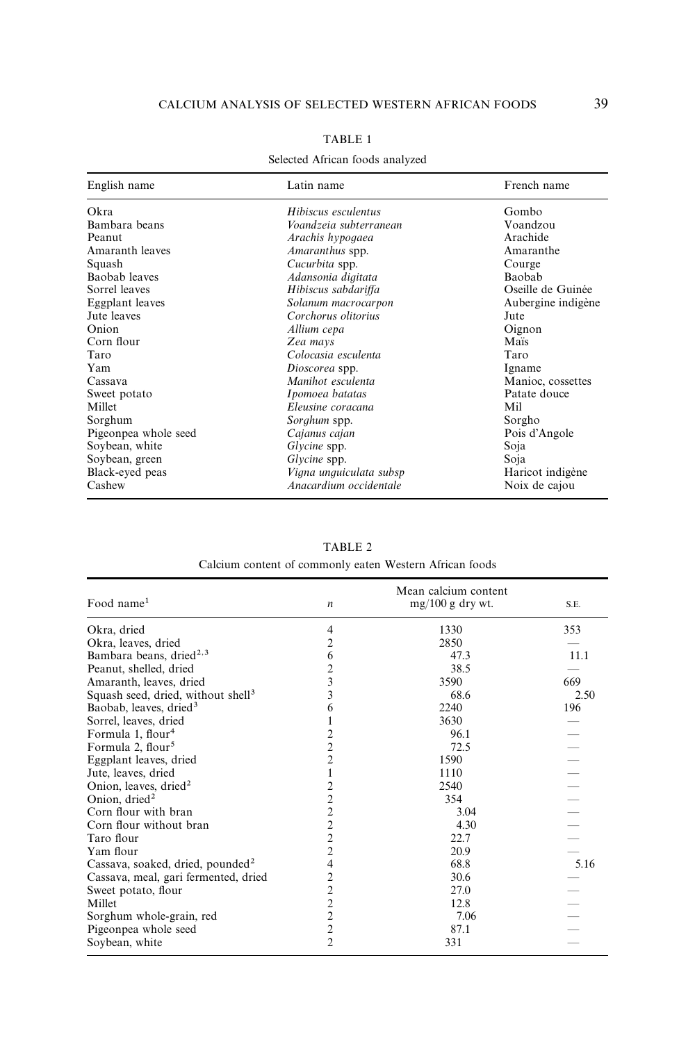TABLE 1

Selected African foods analyzed

| English name | Latin name | French name |
|---|---|---|
| Okra | *Hibiscus esculentus* | Gombo |
| Bambara beans | *Voandzeia subterranean* | Voandzou |
| Peanut | *Arachis hypogaea* | Arachide |
| Amaranth leaves | *Amaranthus* spp. | Amaranthe |
| Squash | *Cucurbita* spp. | Courge |
| Baobab leaves | *Adansonia digitata* | Baobab |
| Sorrel leaves | *Hibiscus sabdariffa* | Oseille de Guinée |
| Eggplant leaves | *Solanum macrocarpon* | Aubergine indigène |
| Jute leaves | *Corchorus olitorius* | Jute |
| Onion | *Allium cepa* | Oignon |
| Corn flour | *Zea mays* | Maïs |
| Taro | *Colocasia esculenta* | Taro |
| Yam | *Dioscorea* spp. | Igname |
| Cassava | *Manihot esculenta* | Manioc, cossettes |
| Sweet potato | *Ipomoea batatas* | Patate douce |
| Millet | *Eleusine coracana* | Mil |
| Sorghum | *Sorghum* spp. | Sorgho |
| Pigeonpea whole seed | *Cajanus cajan* | Pois d'Angole |
| Soybean, white | *Glycine* spp. | Soja |
| Soybean, green | *Glycine* spp. | Soja |
| Black-eyed peas | *Vigna unguiculata subsp* | Haricot indigène |
| Cashew | *Anacardium occidentale* | Noix de cajou |

TABLE 2

Calcium content of commonly eaten Western African foods

| Food name[1] | *n* | Mean calcium content mg/100 g dry wt. | S.E. |
|---|---|---|---|
| Okra, dried | 4 | 1330 | 353 |
| Okra, leaves, dried | 2 | 2850 | — |
| Bambara beans, dried[2,3] | 6 | 47.3 | 11.1 |
| Peanut, shelled, dried | 2 | 38.5 | — |
| Amaranth, leaves, dried | 3 | 3590 | 669 |
| Squash seed, dried, without shell[3] | 3 | 68.6 | 2.50 |
| Baobab, leaves, dried[3] | 6 | 2240 | 196 |
| Sorrel, leaves, dried | 1 | 3630 | — |
| Formula 1, flour[4] | 2 | 96.1 | — |
| Formula 2, flour[5] | 2 | 72.5 | — |
| Eggplant leaves, dried | 2 | 1590 | — |
| Jute, leaves, dried | 1 | 1110 | — |
| Onion, leaves, dried[2] | 2 | 2540 | — |
| Onion, dried[2] | 2 | 354 | — |
| Corn flour with bran | 2 | 3.04 | — |
| Corn flour without bran | 2 | 4.30 | — |
| Taro flour | 2 | 22.7 | — |
| Yam flour | 2 | 20.9 | — |
| Cassava, soaked, dried, pounded[2] | 4 | 68.8 | 5.16 |
| Cassava, meal, gari fermented, dried | 2 | 30.6 | — |
| Sweet potato, flour | 2 | 27.0 | — |
| Millet | 2 | 12.8 | — |
| Sorghum whole-grain, red | 2 | 7.06 | — |
| Pigeonpea whole seed | 2 | 87.1 | — |
| Soybean, white | 2 | 331 | — |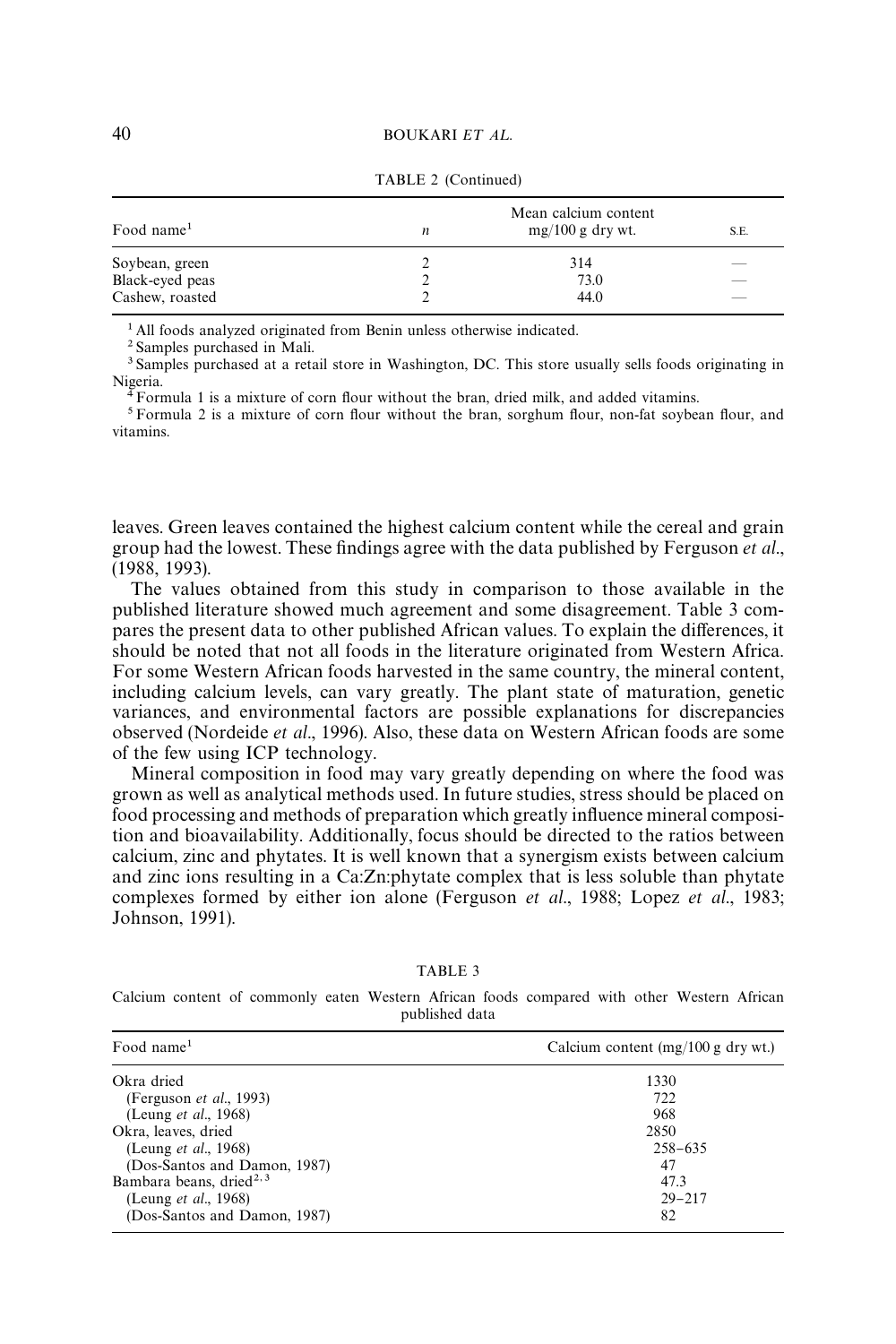TABLE 2 (Continued)

| Food name[1] | $n$ | Mean calcium content mg/100 g dry wt. | S.E. |
|---|---|---|---|
| Soybean, green | 2 | 314 | — |
| Black-eyed peas | 2 | 73.0 | — |
| Cashew, roasted | 2 | 44.0 | — |

[1] All foods analyzed originated from Benin unless otherwise indicated.
[2] Samples purchased in Mali.
[3] Samples purchased at a retail store in Washington, DC. This store usually sells foods originating in Nigeria.
[4] Formula 1 is a mixture of corn flour without the bran, dried milk, and added vitamins.
[5] Formula 2 is a mixture of corn flour without the bran, sorghum flour, non-fat soybean flour, and vitamins.

leaves. Green leaves contained the highest calcium content while the cereal and grain group had the lowest. These findings agree with the data published by Ferguson *et al*., (1988, 1993).

The values obtained from this study in comparison to those available in the published literature showed much agreement and some disagreement. Table 3 compares the present data to other published African values. To explain the differences, it should be noted that not all foods in the literature originated from Western Africa. For some Western African foods harvested in the same country, the mineral content, including calcium levels, can vary greatly. The plant state of maturation, genetic variances, and environmental factors are possible explanations for discrepancies observed (Nordeide *et al*., 1996). Also, these data on Western African foods are some of the few using ICP technology.

Mineral composition in food may vary greatly depending on where the food was grown as well as analytical methods used. In future studies, stress should be placed on food processing and methods of preparation which greatly influence mineral composition and bioavailability. Additionally, focus should be directed to the ratios between calcium, zinc and phytates. It is well known that a synergism exists between calcium and zinc ions resulting in a Ca:Zn:phytate complex that is less soluble than phytate complexes formed by either ion alone (Ferguson *et al*., 1988; Lopez *et al*., 1983; Johnson, 1991).

TABLE 3

Calcium content of commonly eaten Western African foods compared with other Western African published data

| Food name[1] | Calcium content (mg/100 g dry wt.) |
|---|---|
| Okra dried | 1330 |
| (Ferguson *et al*., 1993) | 722 |
| (Leung *et al*., 1968) | 968 |
| Okra, leaves, dried | 2850 |
| (Leung *et al*., 1968) | 258–635 |
| (Dos-Santos and Damon, 1987) | 47 |
| Bambara beans, dried[2,3] | 47.3 |
| (Leung *et al*., 1968) | 29–217 |
| (Dos-Santos and Damon, 1987) | 82 |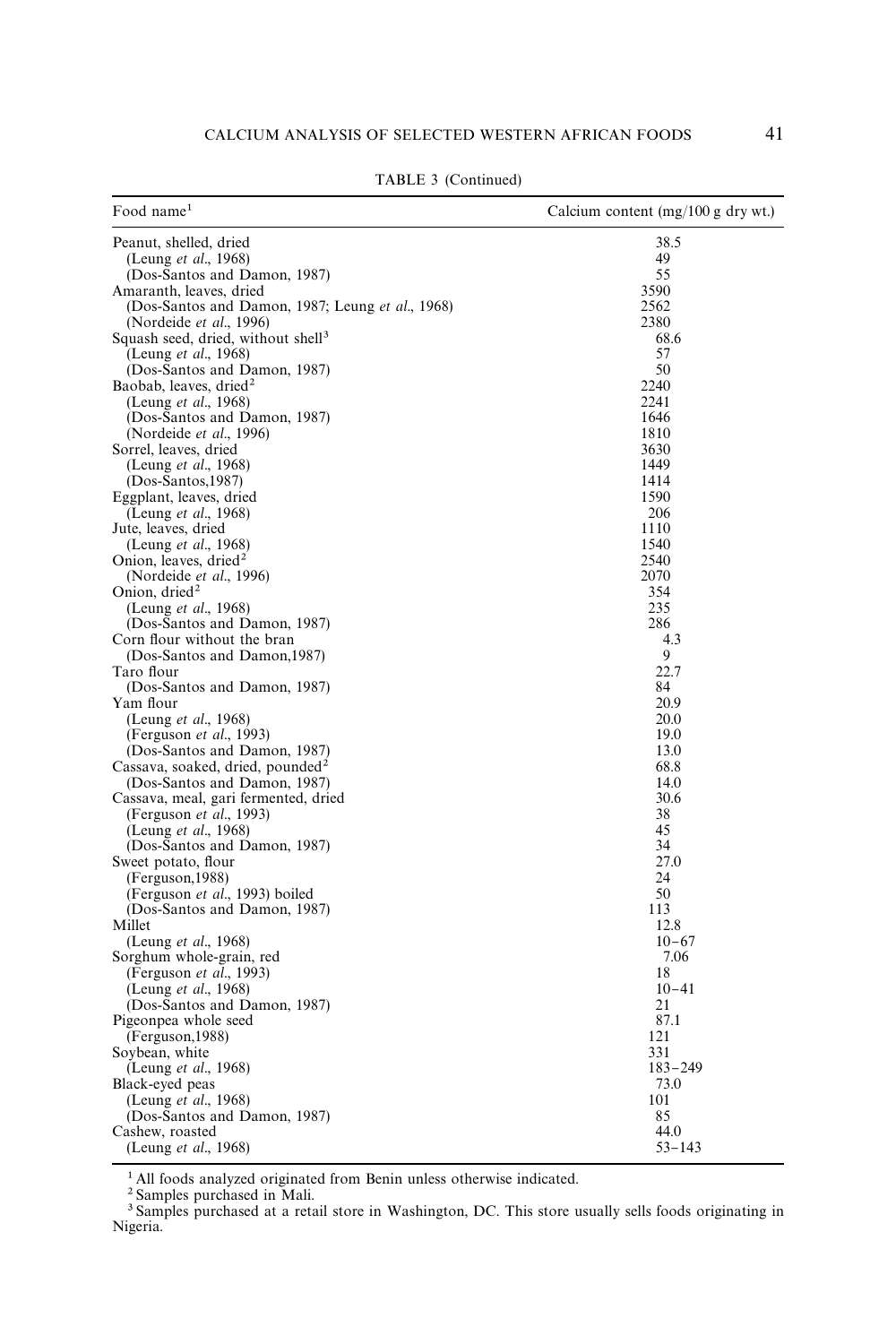TABLE 3 (Continued)

| Food name[1] | Calcium content (mg/100 g dry wt.) |
|---|---|
| Peanut, shelled, dried | 38.5 |
| (Leung *et al*., 1968) | 49 |
| (Dos-Santos and Damon, 1987) | 55 |
| Amaranth, leaves, dried | 3590 |
| (Dos-Santos and Damon, 1987; Leung *et al*., 1968) | 2562 |
| (Nordeide *et al*., 1996) | 2380 |
| Squash seed, dried, without shell[3] | 68.6 |
| (Leung *et al*., 1968) | 57 |
| (Dos-Santos and Damon, 1987) | 50 |
| Baobab, leaves, dried[2] | 2240 |
| (Leung *et al*., 1968) | 2241 |
| (Dos-Santos and Damon, 1987) | 1646 |
| (Nordeide *et al*., 1996) | 1810 |
| Sorrel, leaves, dried | 3630 |
| (Leung *et al*., 1968) | 1449 |
| (Dos-Santos,1987) | 1414 |
| Eggplant, leaves, dried | 1590 |
| (Leung *et al*., 1968) | 206 |
| Jute, leaves, dried | 1110 |
| (Leung *et al*., 1968) | 1540 |
| Onion, leaves, dried[2] | 2540 |
| (Nordeide *et al*., 1996) | 2070 |
| Onion, dried[2] | 354 |
| (Leung *et al*., 1968) | 235 |
| (Dos-Santos and Damon, 1987) | 286 |
| Corn flour without the bran | 4.3 |
| (Dos-Santos and Damon,1987) | 9 |
| Taro flour | 22.7 |
| (Dos-Santos and Damon, 1987) | 84 |
| Yam flour | 20.9 |
| (Leung *et al*., 1968) | 20.0 |
| (Ferguson *et al*., 1993) | 19.0 |
| (Dos-Santos and Damon, 1987) | 13.0 |
| Cassava, soaked, dried, pounded[2] | 68.8 |
| (Dos-Santos and Damon, 1987) | 14.0 |
| Cassava, meal, gari fermented, dried | 30.6 |
| (Ferguson *et al*., 1993) | 38 |
| (Leung *et al*., 1968) | 45 |
| (Dos-Santos and Damon, 1987) | 34 |
| Sweet potato, flour | 27.0 |
| (Ferguson,1988) | 24 |
| (Ferguson *et al*., 1993) boiled | 50 |
| (Dos-Santos and Damon, 1987) | 113 |
| Millet | 12.8 |
| (Leung *et al*., 1968) | 10–67 |
| Sorghum whole-grain, red | 7.06 |
| (Ferguson *et al*., 1993) | 18 |
| (Leung *et al*., 1968) | 10–41 |
| (Dos-Santos and Damon, 1987) | 21 |
| Pigeonpea whole seed | 87.1 |
| (Ferguson,1988) | 121 |
| Soybean, white | 331 |
| (Leung *et al*., 1968) | 183–249 |
| Black-eyed peas | 73.0 |
| (Leung *et al*., 1968) | 101 |
| (Dos-Santos and Damon, 1987) | 85 |
| Cashew, roasted | 44.0 |
| (Leung *et al*., 1968) | 53–143 |

[1] All foods analyzed originated from Benin unless otherwise indicated.

[2] Samples purchased in Mali.

[3] Samples purchased at a retail store in Washington, DC. This store usually sells foods originating in Nigeria.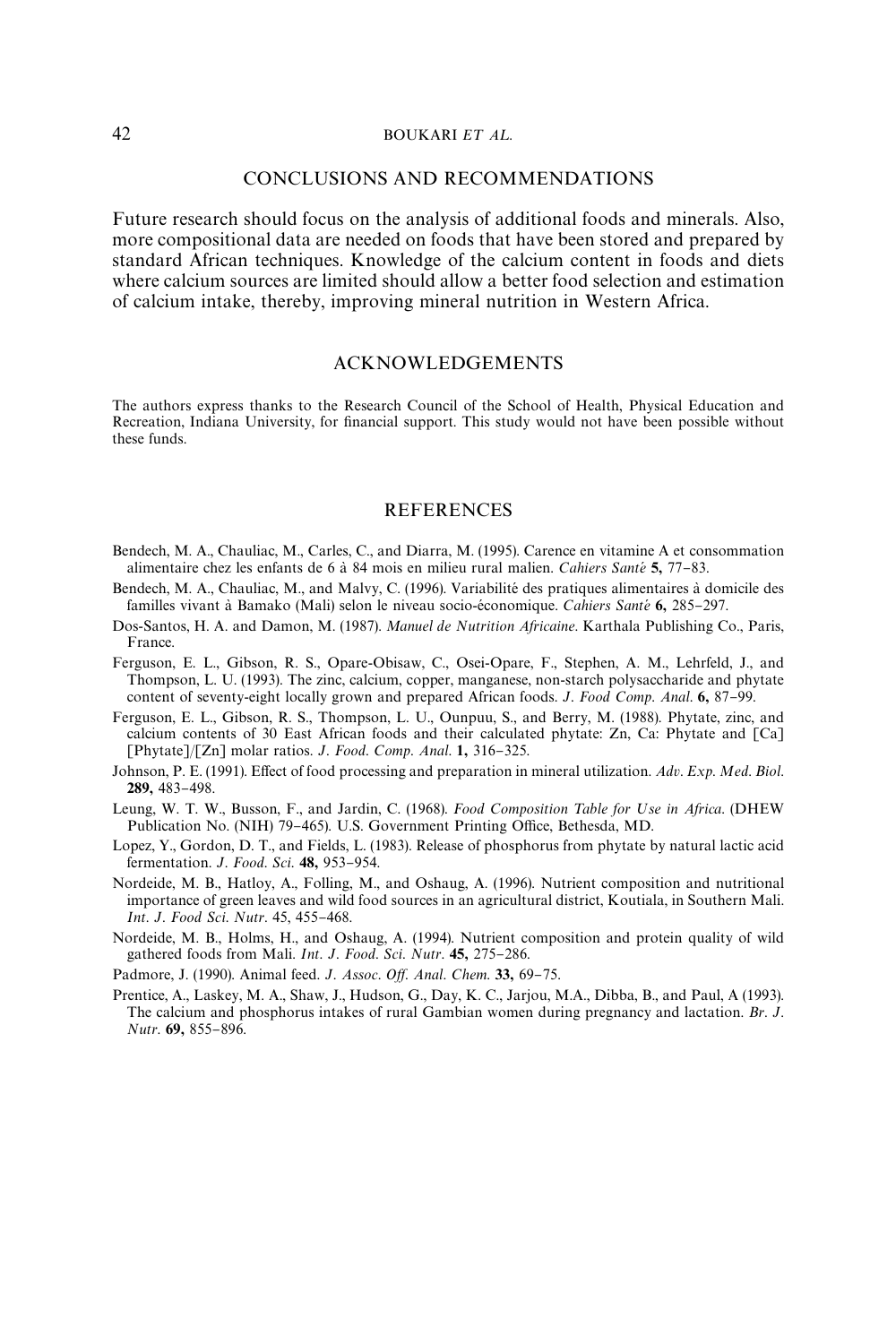## CONCLUSIONS AND RECOMMENDATIONS

Future research should focus on the analysis of additional foods and minerals. Also, more compositional data are needed on foods that have been stored and prepared by standard African techniques. Knowledge of the calcium content in foods and diets where calcium sources are limited should allow a better food selection and estimation of calcium intake, thereby, improving mineral nutrition in Western Africa.

## ACKNOWLEDGEMENTS

The authors express thanks to the Research Council of the School of Health, Physical Education and Recreation, Indiana University, for financial support. This study would not have been possible without these funds.

## REFERENCES

Bendech, M. A., Chauliac, M., Carles, C., and Diarra, M. (1995). Carence en vitamine A et consommation alimentaire chez les enfants de 6 à 84 mois en milieu rural malien. *Cahiers Santé* **5,** 77–83.

Bendech, M. A., Chauliac, M., and Malvy, C. (1996). Variabilité des pratiques alimentaires à domicile des familles vivant à Bamako (Mali) selon le niveau socio-économique. *Cahiers Santé* **6,** 285–297.

Dos-Santos, H. A. and Damon, M. (1987). *Manuel de Nutrition Africaine*. Karthala Publishing Co., Paris, France.

Ferguson, E. L., Gibson, R. S., Opare-Obisaw, C., Osei-Opare, F., Stephen, A. M., Lehrfeld, J., and Thompson, L. U. (1993). The zinc, calcium, copper, manganese, non-starch polysaccharide and phytate content of seventy-eight locally grown and prepared African foods. *J. Food Comp. Anal.* **6,** 87–99.

Ferguson, E. L., Gibson, R. S., Thompson, L. U., Ounpuu, S., and Berry, M. (1988). Phytate, zinc, and calcium contents of 30 East African foods and their calculated phytate: Zn, Ca: Phytate and [Ca][Phytate]/[Zn] molar ratios. *J. Food. Comp. Anal.* **1,** 316–325.

Johnson, P. E. (1991). Effect of food processing and preparation in mineral utilization. *Adv. Exp. Med. Biol.* **289,** 483–498.

Leung, W. T. W., Busson, F., and Jardin, C. (1968). *Food Composition Table for Use in Africa*. (DHEW Publication No. (NIH) 79–465). U.S. Government Printing Office, Bethesda, MD.

Lopez, Y., Gordon, D. T., and Fields, L. (1983). Release of phosphorus from phytate by natural lactic acid fermentation. *J. Food. Sci.* **48,** 953–954.

Nordeide, M. B., Hatloy, A., Folling, M., and Oshaug, A. (1996). Nutrient composition and nutritional importance of green leaves and wild food sources in an agricultural district, Koutiala, in Southern Mali. *Int. J. Food Sci. Nutr*. 45, 455–468.

Nordeide, M. B., Holms, H., and Oshaug, A. (1994). Nutrient composition and protein quality of wild gathered foods from Mali. *Int. J. Food. Sci. Nutr*. **45,** 275–286.

Padmore, J. (1990). Animal feed. *J. Assoc. Off. Anal. Chem.* **33,** 69–75.

Prentice, A., Laskey, M. A., Shaw, J., Hudson, G., Day, K. C., Jarjou, M.A., Dibba, B., and Paul, A (1993). The calcium and phosphorus intakes of rural Gambian women during pregnancy and lactation. *Br. J. Nutr*. **69,** 855–896.